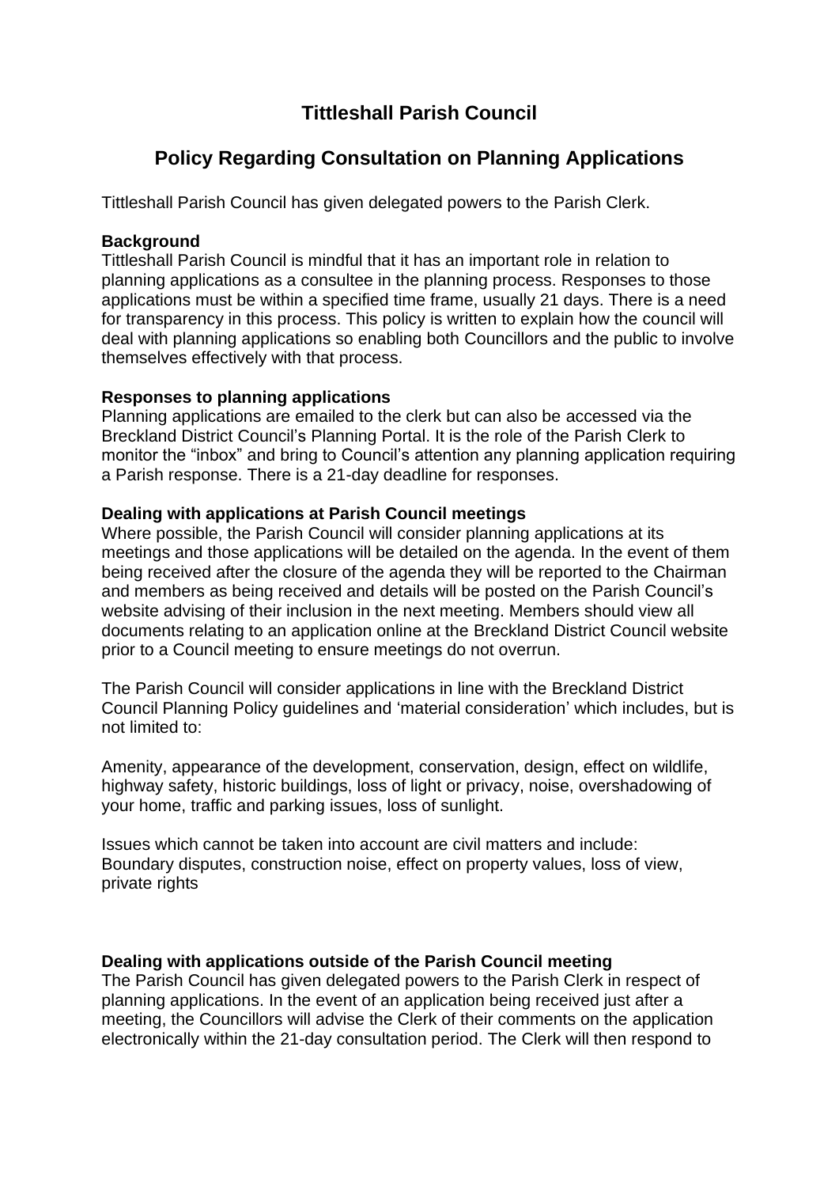# Tittleshall Parish Council

## Policy Regarding Consultation on Planning Applications

Tittleshall Parish Council has given delegated powers to the Parish Clerk.

**Background**
Tittleshall Parish Council is mindful that it has an important role in relation to planning applications as a consultee in the planning process. Responses to those applications must be within a specified time frame, usually 21 days. There is a need for transparency in this process. This policy is written to explain how the council will deal with planning applications so enabling both Councillors and the public to involve themselves effectively with that process.

**Responses to planning applications**
Planning applications are emailed to the clerk but can also be accessed via the Breckland District Council's Planning Portal. It is the role of the Parish Clerk to monitor the "inbox" and bring to Council's attention any planning application requiring a Parish response. There is a 21-day deadline for responses.

**Dealing with applications at Parish Council meetings**
Where possible, the Parish Council will consider planning applications at its meetings and those applications will be detailed on the agenda. In the event of them being received after the closure of the agenda they will be reported to the Chairman and members as being received and details will be posted on the Parish Council's website advising of their inclusion in the next meeting. Members should view all documents relating to an application online at the Breckland District Council website prior to a Council meeting to ensure meetings do not overrun.

The Parish Council will consider applications in line with the Breckland District Council Planning Policy guidelines and 'material consideration' which includes, but is not limited to:

Amenity, appearance of the development, conservation, design, effect on wildlife, highway safety, historic buildings, loss of light or privacy, noise, overshadowing of your home, traffic and parking issues, loss of sunlight.

Issues which cannot be taken into account are civil matters and include:
Boundary disputes, construction noise, effect on property values, loss of view, private rights

**Dealing with applications outside of the Parish Council meeting**
The Parish Council has given delegated powers to the Parish Clerk in respect of planning applications. In the event of an application being received just after a meeting, the Councillors will advise the Clerk of their comments on the application electronically within the 21-day consultation period. The Clerk will then respond to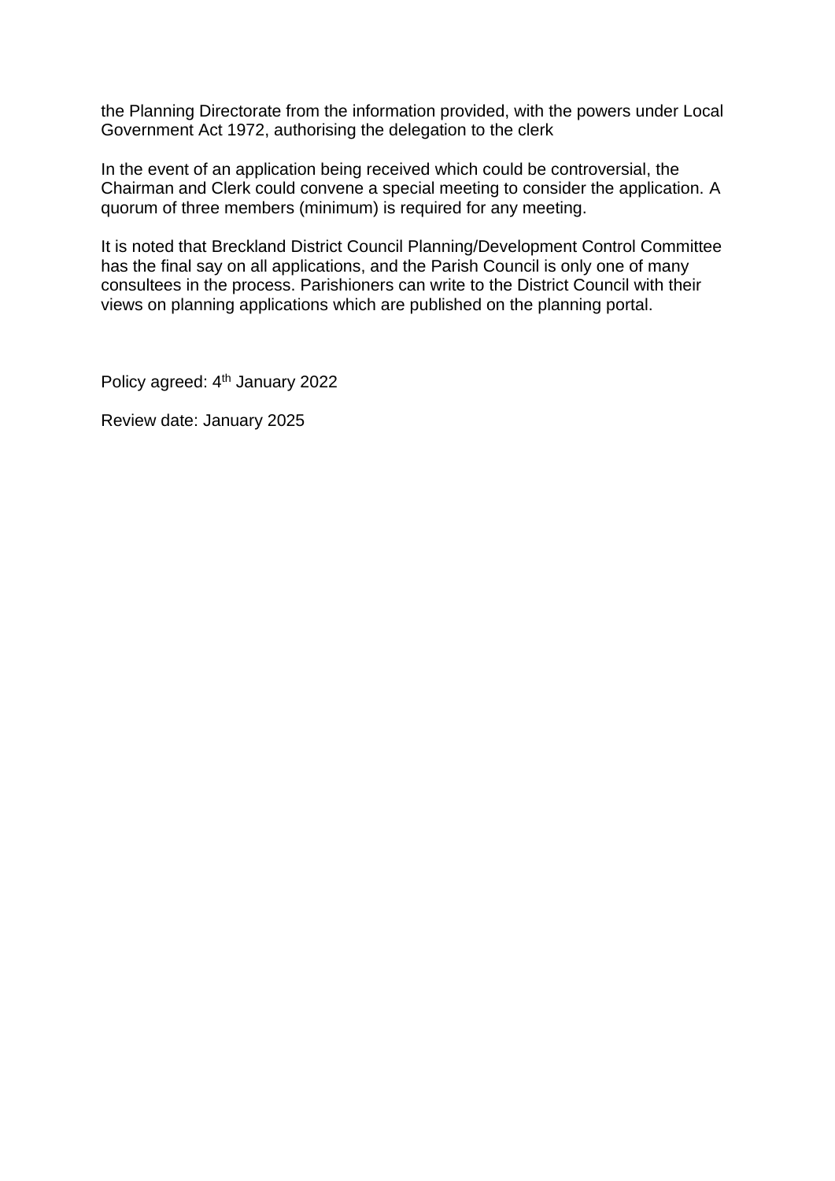the Planning Directorate from the information provided, with the powers under Local Government Act 1972, authorising the delegation to the clerk

In the event of an application being received which could be controversial, the Chairman and Clerk could convene a special meeting to consider the application. A quorum of three members (minimum) is required for any meeting.

It is noted that Breckland District Council Planning/Development Control Committee has the final say on all applications, and the Parish Council is only one of many consultees in the process. Parishioners can write to the District Council with their views on planning applications which are published on the planning portal.

Policy agreed: 4th January 2022

Review date: January 2025